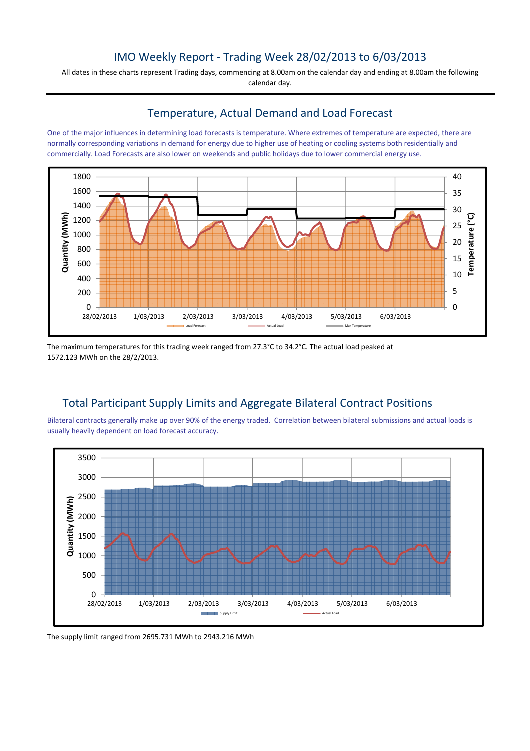# IMO Weekly Report - Trading Week 28/02/2013 to 6/03/2013

All dates in these charts represent Trading days, commencing at 8.00am on the calendar day and ending at 8.00am the following calendar day.

## Temperature, Actual Demand and Load Forecast

One of the major influences in determining load forecasts is temperature. Where extremes of temperature are expected, there are normally corresponding variations in demand for energy due to higher use of heating or cooling systems both residentially and commercially. Load Forecasts are also lower on weekends and public holidays due to lower commercial energy use.

The maximum temperatures for this trading week ranged from 27.3°C to 34.2°C. The actual load peaked at 1572.123 MWh on the 28/2/2013.

## Total Participant Supply Limits and Aggregate Bilateral Contract Positions

Bilateral contracts generally make up over 90% of the energy traded. Correlation between bilateral submissions and actual loads is usually heavily dependent on load forecast accuracy.

The supply limit ranged from 2695.731 MWh to 2943.216 MWh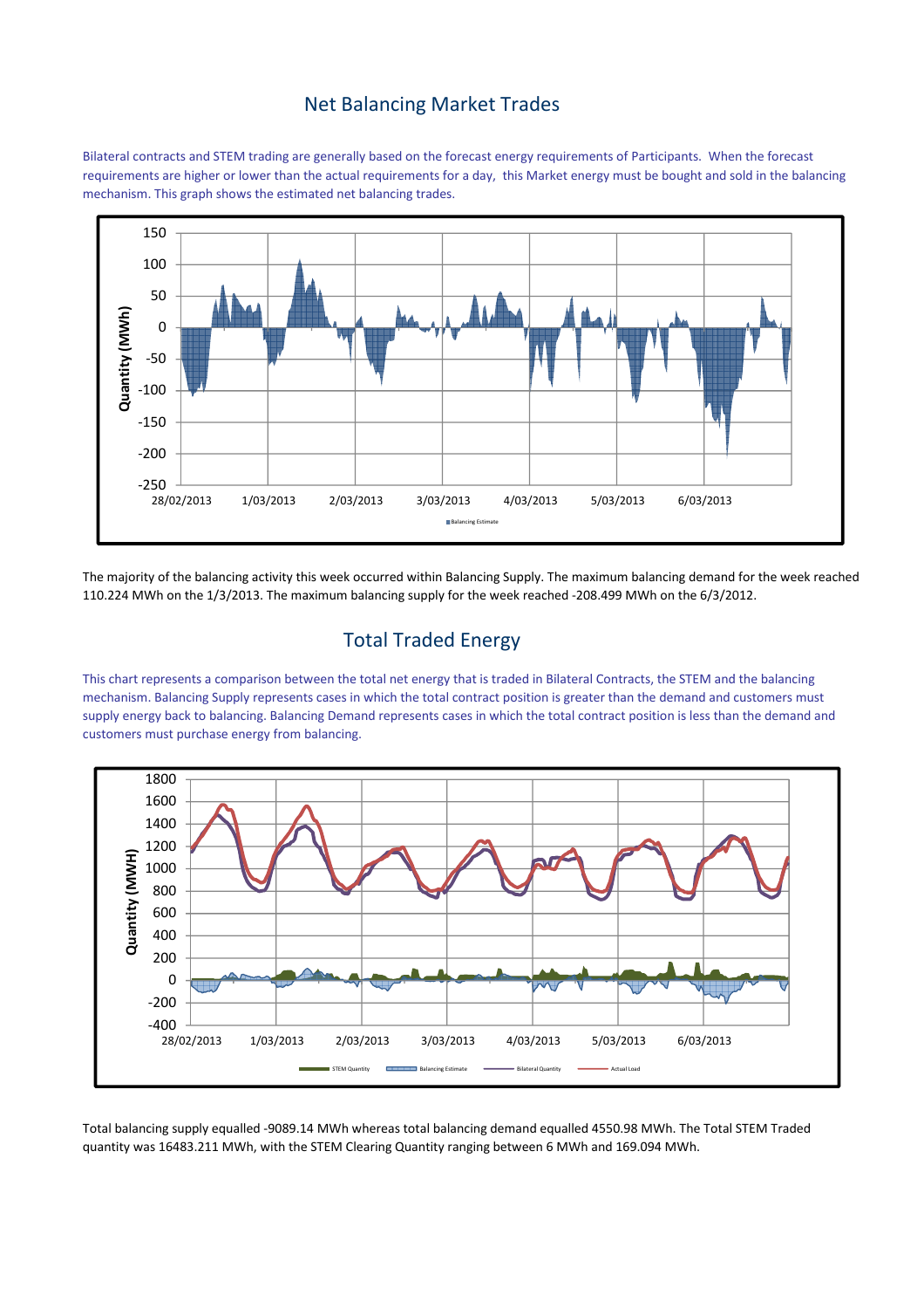## Net Balancing Market Trades

Bilateral contracts and STEM trading are generally based on the forecast energy requirements of Participants. When the forecast requirements are higher or lower than the actual requirements for a day, this Market energy must be bought and sold in the balancing mechanism. This graph shows the estimated net balancing trades.

The majority of the balancing activity this week occurred within Balancing Supply. The maximum balancing demand for the week reached 110.224 MWh on the 1/3/2013. The maximum balancing supply for the week reached -208.499 MWh on the 6/3/2012.

## Total Traded Energy

This chart represents a comparison between the total net energy that is traded in Bilateral Contracts, the STEM and the balancing mechanism. Balancing Supply represents cases in which the total contract position is greater than the demand and customers must supply energy back to balancing. Balancing Demand represents cases in which the total contract position is less than the demand and customers must purchase energy from balancing.

Total balancing supply equalled -9089.14 MWh whereas total balancing demand equalled 4550.98 MWh. The Total STEM Traded quantity was 16483.211 MWh, with the STEM Clearing Quantity ranging between 6 MWh and 169.094 MWh.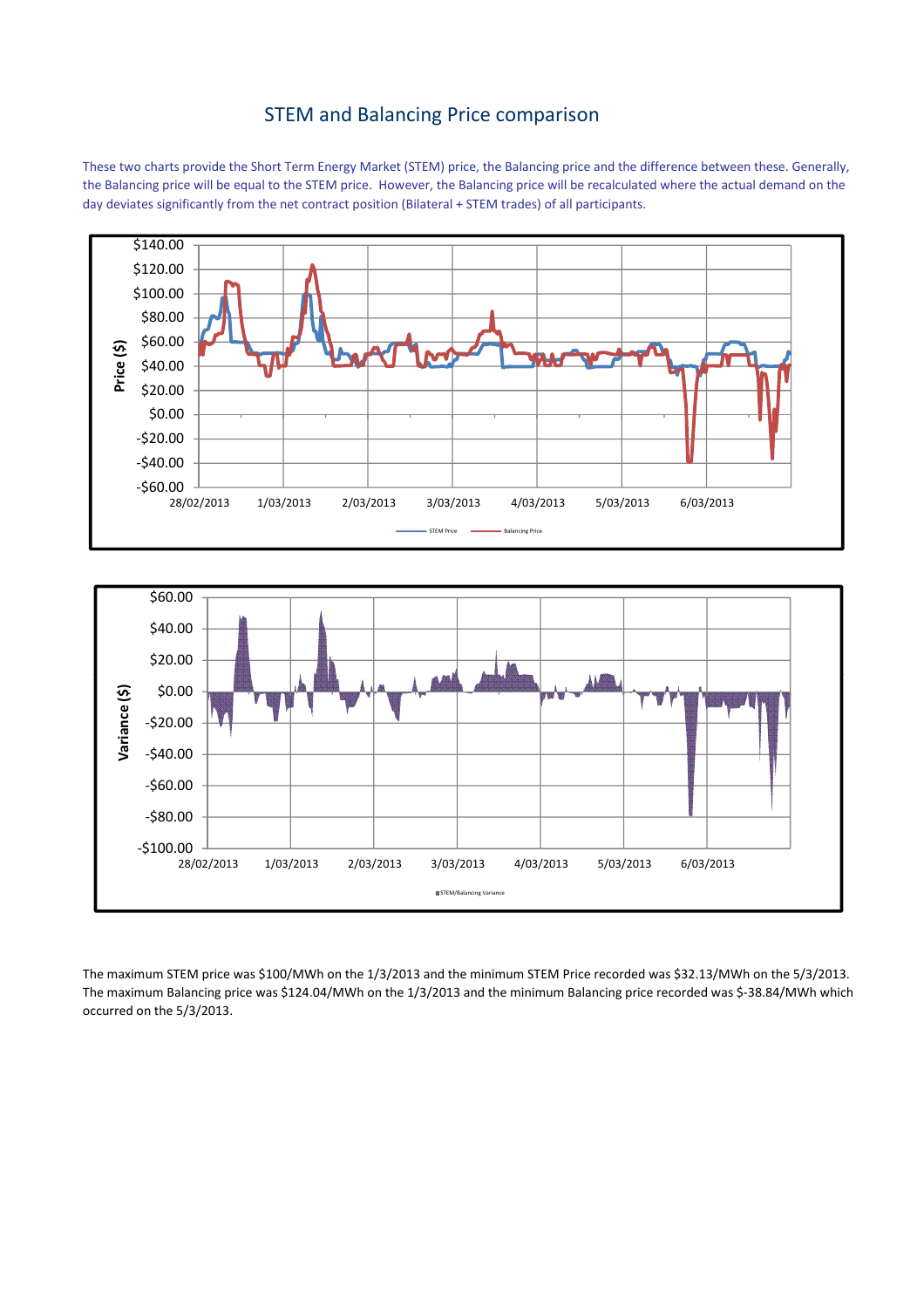# STEM and Balancing Price comparison

These two charts provide the Short Term Energy Market (STEM) price, the Balancing price and the difference between these. Generally, the Balancing price will be equal to the STEM price. However, the Balancing price will be recalculated where the actual demand on the day deviates significantly from the net contract position (Bilateral + STEM trades) of all participants.

Price ($)

$140.00
$120.00
$100.00
$80.00
$60.00
$40.00
$20.00
$0.00
-$20.00
-$40.00
-$60.00

28/02/2013 1/03/2013 2/03/2013 3/03/2013 4/03/2013 5/03/2013 6/03/2013

STEM Price — Balancing Price

Variance ($)

$60.00
$40.00
$20.00
$0.00
-$20.00
-$40.00
-$60.00
-$80.00
-$100.00

28/02/2013 1/03/2013 2/03/2013 3/03/2013 4/03/2013 5/03/2013 6/03/2013

STEM/Balancing Variance

The maximum STEM price was $100/MWh on the 1/3/2013 and the minimum STEM Price recorded was $32.13/MWh on the 5/3/2013. The maximum Balancing price was $124.04/MWh on the 1/3/2013 and the minimum Balancing price recorded was $-38.84/MWh which occurred on the 5/3/2013.